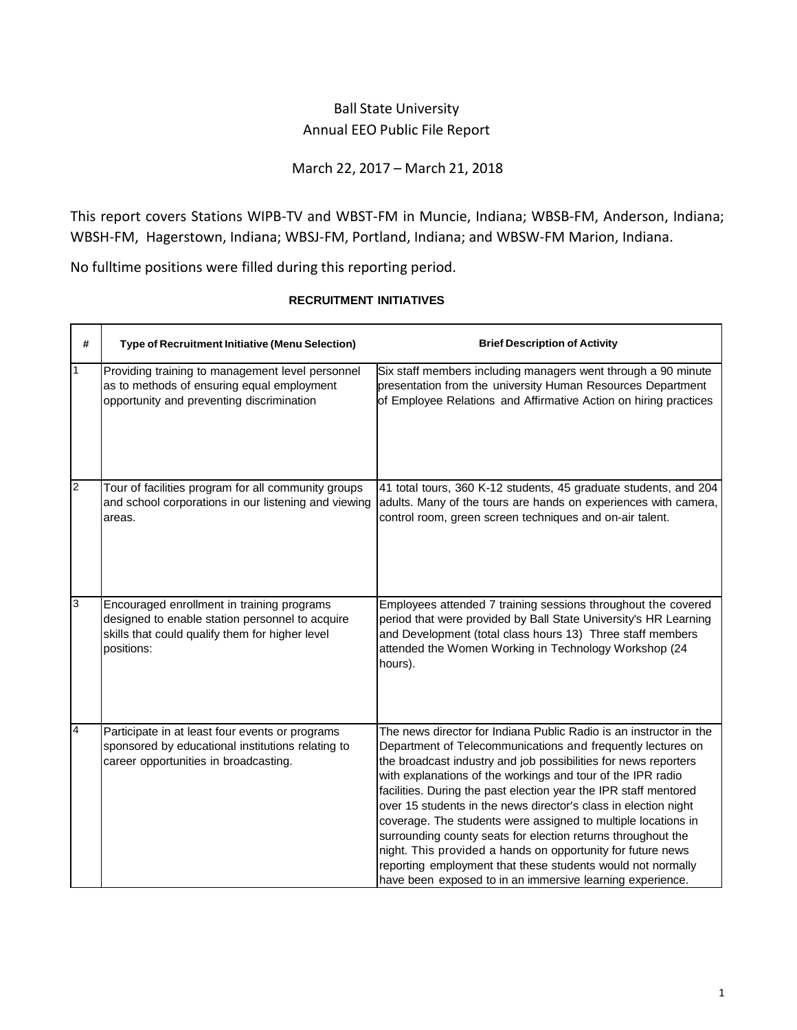Ball State University

Annual EEO Public File Report

March 22, 2017 – March 21, 2018

This report covers Stations WIPB-TV and WBST-FM in Muncie, Indiana; WBSB-FM, Anderson, Indiana; WBSH-FM, Hagerstown, Indiana; WBSJ-FM, Portland, Indiana; and WBSW-FM Marion, Indiana.

No fulltime positions were filled during this reporting period.

**RECRUITMENT INITIATIVES**

| # | Type of Recruitment Initiative (Menu Selection) | Brief Description of Activity |
|---|---|---|
| 1 | Providing training to management level personnel as to methods of ensuring equal employment opportunity and preventing discrimination | Six staff members including managers went through a 90 minute presentation from the university Human Resources Department of Employee Relations and Affirmative Action on hiring practices |
| 2 | Tour of facilities program for all community groups and school corporations in our listening and viewing areas. | 41 total tours, 360 K-12 students, 45 graduate students, and 204 adults. Many of the tours are hands on experiences with camera, control room, green screen techniques and on-air talent. |
| 3 | Encouraged enrollment in training programs designed to enable station personnel to acquire skills that could qualify them for higher level positions: | Employees attended 7 training sessions throughout the covered period that were provided by Ball State University's HR Learning and Development (total class hours 13) Three staff members attended the Women Working in Technology Workshop (24 hours). |
| 4 | Participate in at least four events or programs sponsored by educational institutions relating to career opportunities in broadcasting. | The news director for Indiana Public Radio is an instructor in the Department of Telecommunications and frequently lectures on the broadcast industry and job possibilities for news reporters with explanations of the workings and tour of the IPR radio facilities. During the past election year the IPR staff mentored over 15 students in the news director's class in election night coverage. The students were assigned to multiple locations in surrounding county seats for election returns throughout the night. This provided a hands on opportunity for future news reporting employment that these students would not normally have been exposed to in an immersive learning experience. |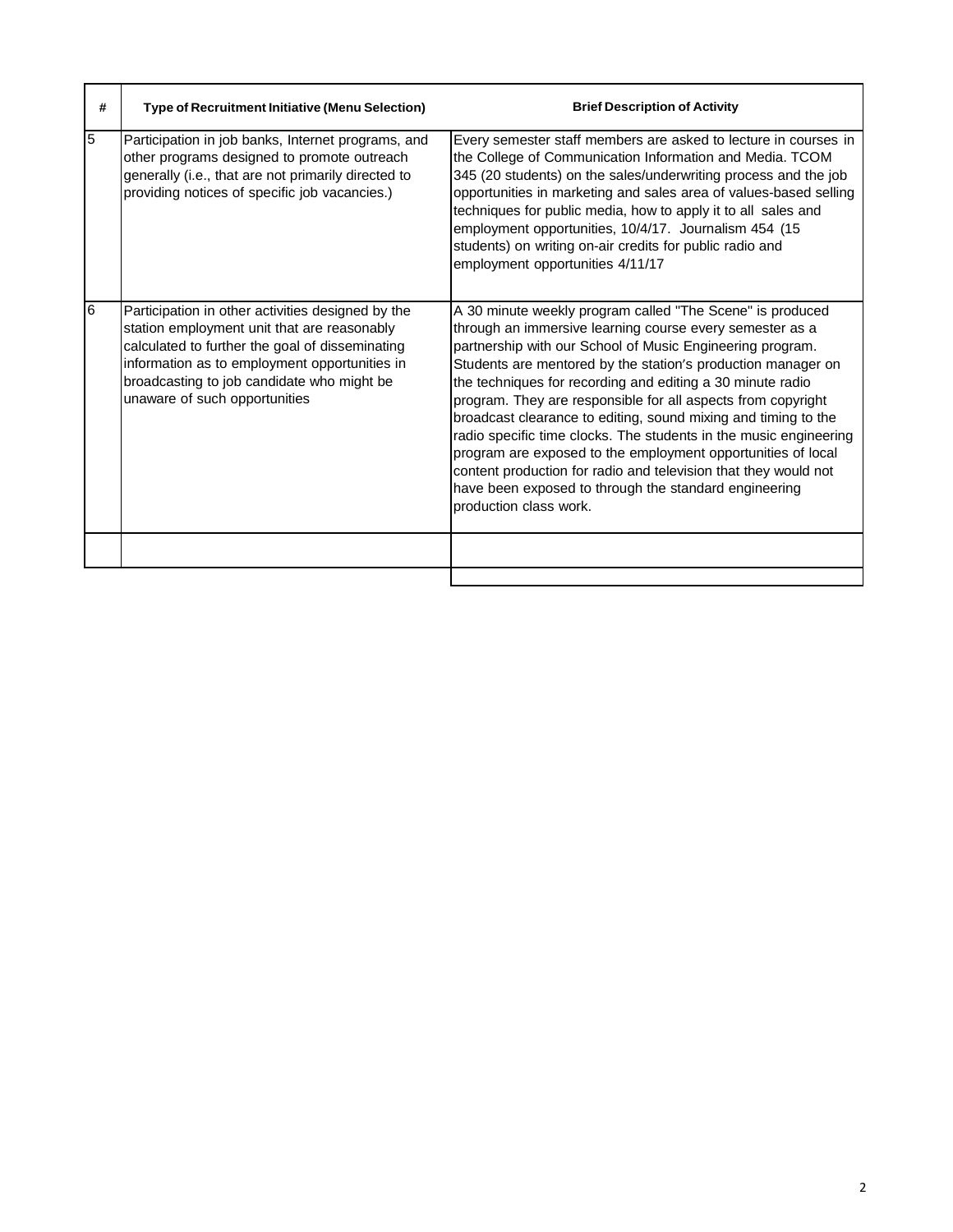| # | Type of Recruitment Initiative (Menu Selection) | Brief Description of Activity |
|---|---|---|
| 5 | Participation in job banks, Internet programs, and other programs designed to promote outreach generally (i.e., that are not primarily directed to providing notices of specific job vacancies.) | Every semester staff members are asked to lecture in courses in the College of Communication Information and Media. TCOM 345 (20 students) on the sales/underwriting process and the job opportunities in marketing and sales area of values-based selling techniques for public media, how to apply it to all sales and employment opportunities, 10/4/17. Journalism 454 (15 students) on writing on-air credits for public radio and employment opportunities 4/11/17 |
| 6 | Participation in other activities designed by the station employment unit that are reasonably calculated to further the goal of disseminating information as to employment opportunities in broadcasting to job candidate who might be unaware of such opportunities | A 30 minute weekly program called "The Scene" is produced through an immersive learning course every semester as a partnership with our School of Music Engineering program. Students are mentored by the station's production manager on the techniques for recording and editing a 30 minute radio program. They are responsible for all aspects from copyright broadcast clearance to editing, sound mixing and timing to the radio specific time clocks. The students in the music engineering program are exposed to the employment opportunities of local content production for radio and television that they would not have been exposed to through the standard engineering production class work. |
| | | |